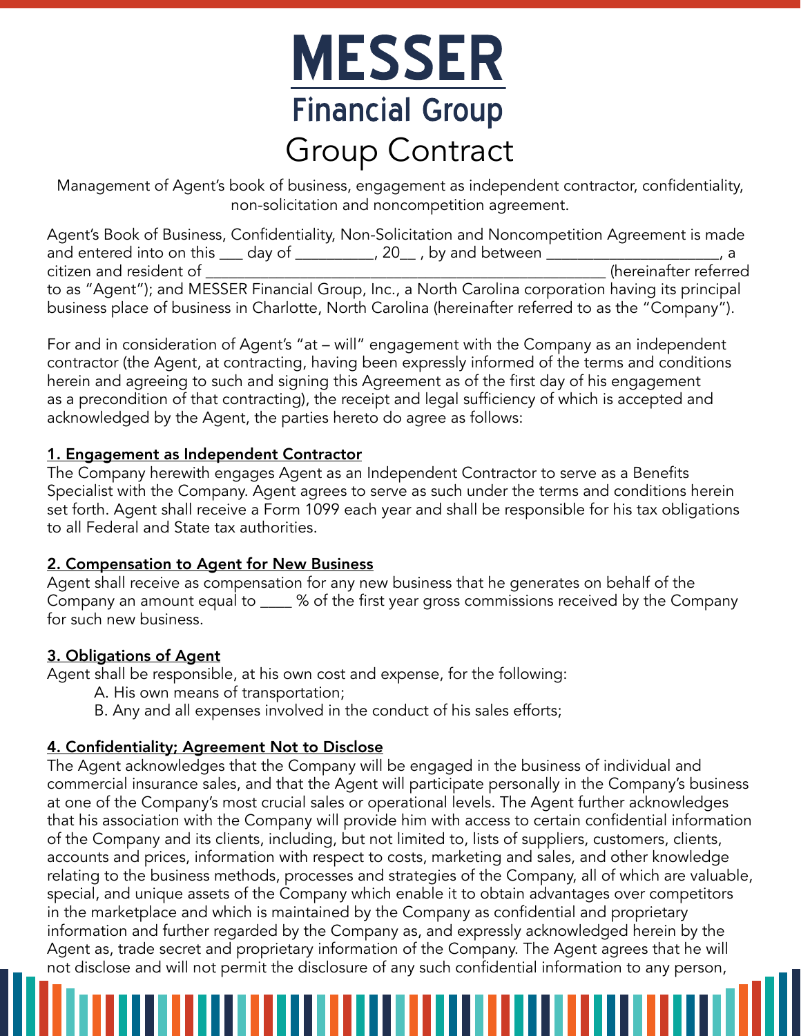# MESSER

## Financial Group

# Group Contract

Management of Agent's book of business, engagement as independent contractor, confidentiality, non-solicitation and noncompetition agreement.

Agent's Book of Business, Confidentiality, Non-Solicitation and Noncompetition Agreement is made and entered into on this ___ day of __________, 20__ , by and between ______________________, a citizen and resident of _________________________________________________ (hereinafter referred to as "Agent"); and MESSER Financial Group, Inc., a North Carolina corporation having its principal business place of business in Charlotte, North Carolina (hereinafter referred to as the "Company").

For and in consideration of Agent's "at – will" engagement with the Company as an independent contractor (the Agent, at contracting, having been expressly informed of the terms and conditions herein and agreeing to such and signing this Agreement as of the first day of his engagement as a precondition of that contracting), the receipt and legal sufficiency of which is accepted and acknowledged by the Agent, the parties hereto do agree as follows:

**1. Engagement as Independent Contractor**

The Company herewith engages Agent as an Independent Contractor to serve as a Benefits Specialist with the Company. Agent agrees to serve as such under the terms and conditions herein set forth. Agent shall receive a Form 1099 each year and shall be responsible for his tax obligations to all Federal and State tax authorities.

**2. Compensation to Agent for New Business**

Agent shall receive as compensation for any new business that he generates on behalf of the Company an amount equal to ____ % of the first year gross commissions received by the Company for such new business.

**3. Obligations of Agent**

Agent shall be responsible, at his own cost and expense, for the following:

A. His own means of transportation;
B. Any and all expenses involved in the conduct of his sales efforts;

**4. Confidentiality; Agreement Not to Disclose**

The Agent acknowledges that the Company will be engaged in the business of individual and commercial insurance sales, and that the Agent will participate personally in the Company's business at one of the Company's most crucial sales or operational levels. The Agent further acknowledges that his association with the Company will provide him with access to certain confidential information of the Company and its clients, including, but not limited to, lists of suppliers, customers, clients, accounts and prices, information with respect to costs, marketing and sales, and other knowledge relating to the business methods, processes and strategies of the Company, all of which are valuable, special, and unique assets of the Company which enable it to obtain advantages over competitors in the marketplace and which is maintained by the Company as confidential and proprietary information and further regarded by the Company as, and expressly acknowledged herein by the Agent as, trade secret and proprietary information of the Company. The Agent agrees that he will not disclose and will not permit the disclosure of any such confidential information to any person,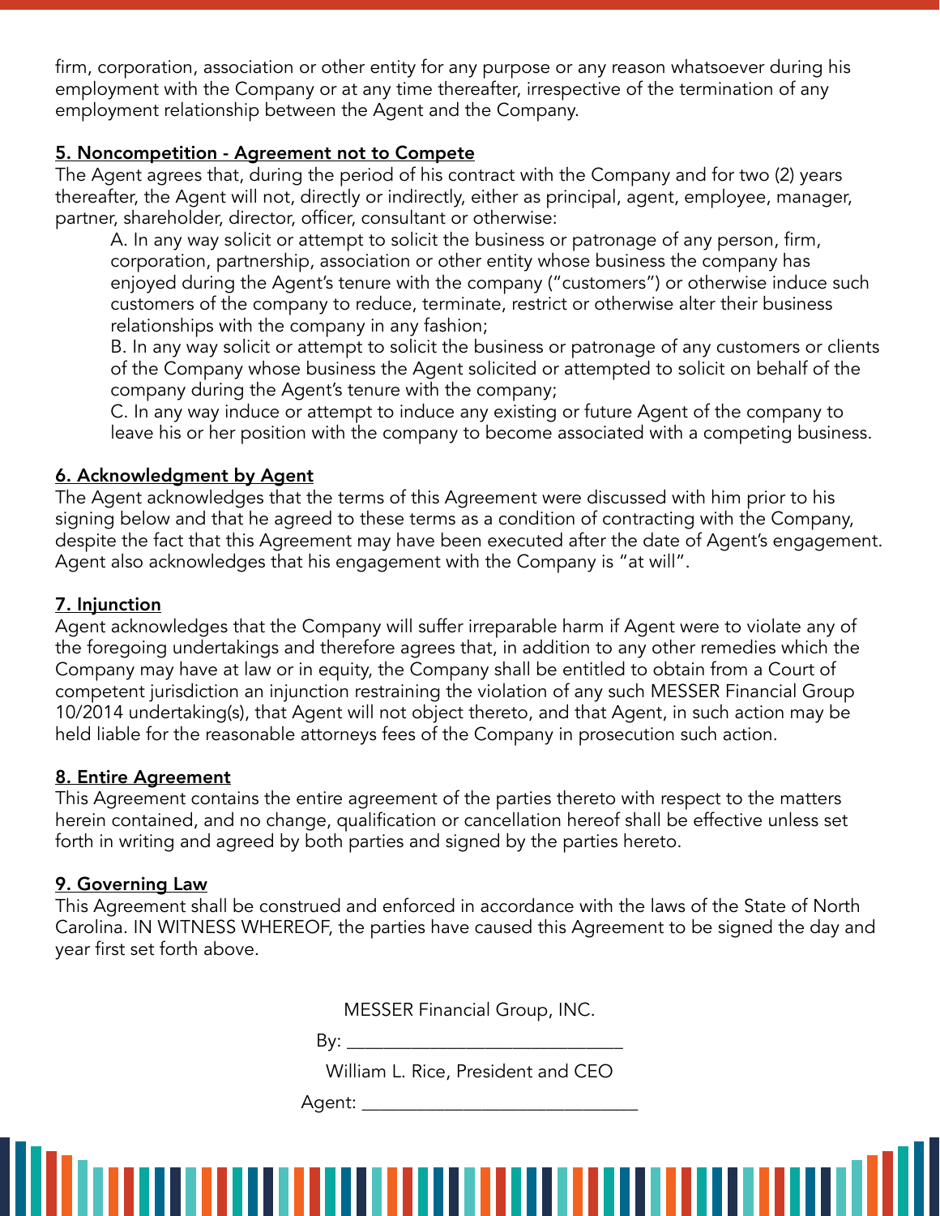firm, corporation, association or other entity for any purpose or any reason whatsoever during his employment with the Company or at any time thereafter, irrespective of the termination of any employment relationship between the Agent and the Company.

**5. Noncompetition - Agreement not to Compete**

The Agent agrees that, during the period of his contract with the Company and for two (2) years thereafter, the Agent will not, directly or indirectly, either as principal, agent, employee, manager, partner, shareholder, director, officer, consultant or otherwise:

A. In any way solicit or attempt to solicit the business or patronage of any person, firm, corporation, partnership, association or other entity whose business the company has enjoyed during the Agent's tenure with the company ("customers") or otherwise induce such customers of the company to reduce, terminate, restrict or otherwise alter their business relationships with the company in any fashion;

B. In any way solicit or attempt to solicit the business or patronage of any customers or clients of the Company whose business the Agent solicited or attempted to solicit on behalf of the company during the Agent's tenure with the company;

C. In any way induce or attempt to induce any existing or future Agent of the company to leave his or her position with the company to become associated with a competing business.

**6. Acknowledgment by Agent**

The Agent acknowledges that the terms of this Agreement were discussed with him prior to his signing below and that he agreed to these terms as a condition of contracting with the Company, despite the fact that this Agreement may have been executed after the date of Agent's engagement. Agent also acknowledges that his engagement with the Company is "at will".

**7. Injunction**

Agent acknowledges that the Company will suffer irreparable harm if Agent were to violate any of the foregoing undertakings and therefore agrees that, in addition to any other remedies which the Company may have at law or in equity, the Company shall be entitled to obtain from a Court of competent jurisdiction an injunction restraining the violation of any such MESSER Financial Group 10/2014 undertaking(s), that Agent will not object thereto, and that Agent, in such action may be held liable for the reasonable attorneys fees of the Company in prosecution such action.

**8. Entire Agreement**

This Agreement contains the entire agreement of the parties thereto with respect to the matters herein contained, and no change, qualification or cancellation hereof shall be effective unless set forth in writing and agreed by both parties and signed by the parties hereto.

**9. Governing Law**

This Agreement shall be construed and enforced in accordance with the laws of the State of North Carolina. IN WITNESS WHEREOF, the parties have caused this Agreement to be signed the day and year first set forth above.

MESSER Financial Group, INC.

By: ______________________________

William L. Rice, President and CEO

Agent: ______________________________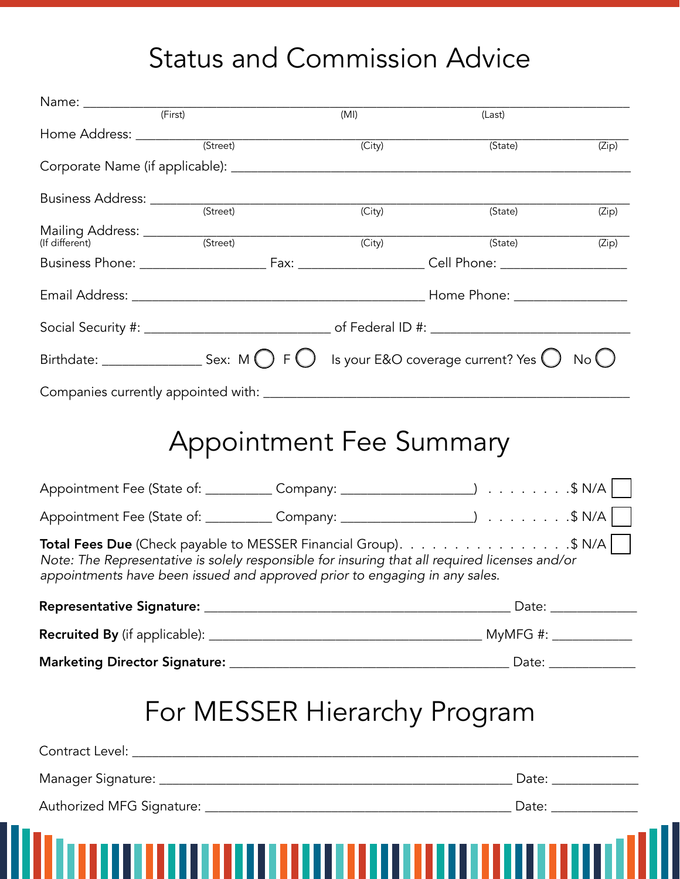# Status and Commission Advice

Name: ______________________________________________________________________
(First) (MI) (Last)

Home Address: ______________________________________________________________
(Street) (City) (State) (Zip)

Corporate Name (if applicable): _____________________________________________

Business Address: ___________________________________________________________
(Street) (City) (State) (Zip)

Mailing Address: ____________________________________________________________
(If different) (Street) (City) (State) (Zip)

Business Phone: __________________ Fax: __________________ Cell Phone: __________________

Email Address: __________________________________________ Home Phone: ________________

Social Security #: ___________________________ of Federal ID #: ____________________________

Birthdate: ______________ Sex: M ◯ F ◯ Is your E&O coverage current? Yes ◯ No ◯

Companies currently appointed with: ________________________________________________

# Appointment Fee Summary

Appointment Fee (State of: _________ Company: ___________________) . . . . . . . . .$ N/A ☐

Appointment Fee (State of: _________ Company: ___________________) . . . . . . . . .$ N/A ☐

**Total Fees Due** (Check payable to MESSER Financial Group). . . . . . . . . . . . . . . . . .$ N/A ☐

*Note: The Representative is solely responsible for insuring that all required licenses and/or appointments have been issued and approved prior to engaging in any sales.*

**Representative Signature:** ____________________________________________ Date: ____________

**Recruited By** (if applicable): ________________________________________ MyMFG #: ___________

**Marketing Director Signature:** ________________________________________ Date: ____________

# For MESSER Hierarchy Program

Contract Level: _____________________________________________________________________

Manager Signature: ___________________________________________________ Date: ____________

Authorized MFG Signature: _____________________________________________ Date: ____________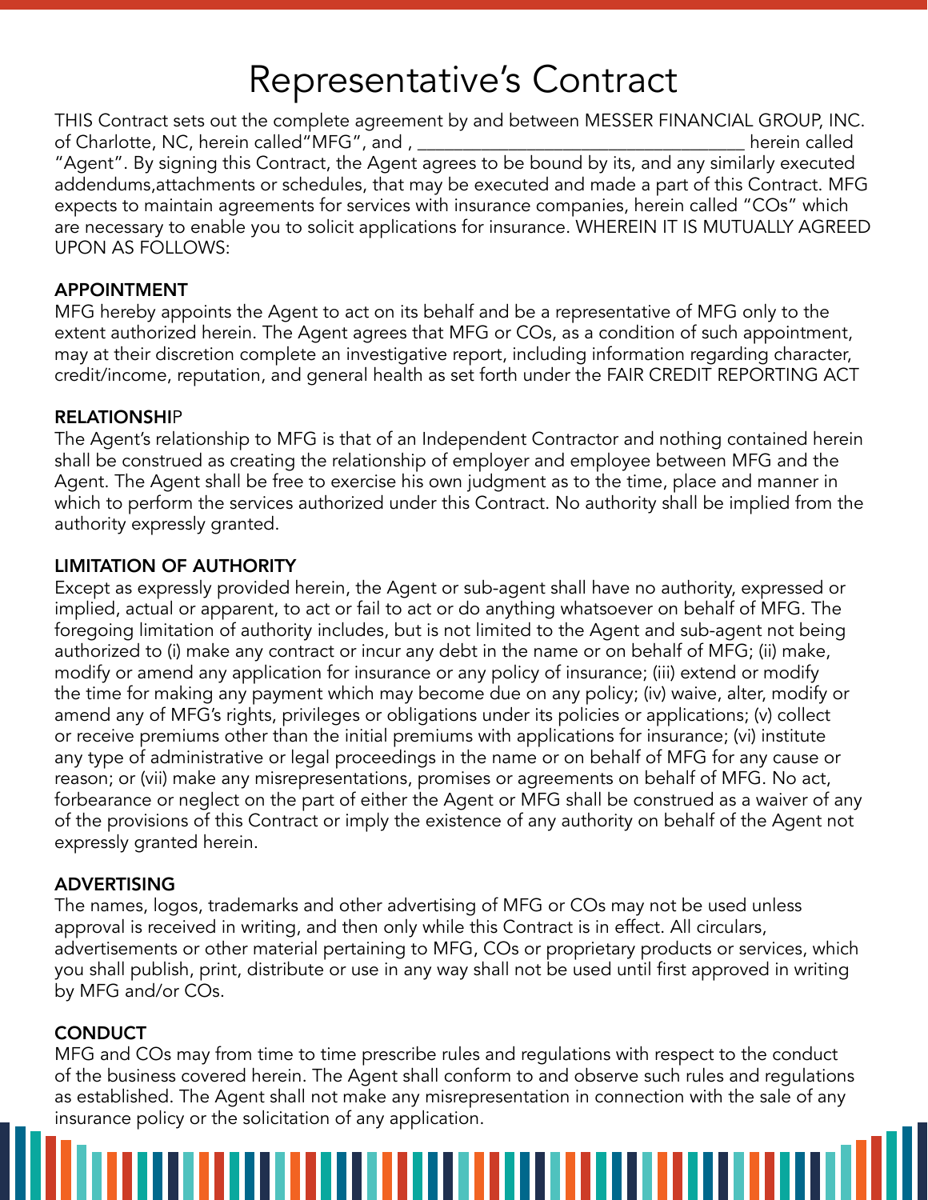# Representative's Contract

THIS Contract sets out the complete agreement by and between MESSER FINANCIAL GROUP, INC. of Charlotte, NC, herein called"MFG", and , ___________________________________ herein called "Agent". By signing this Contract, the Agent agrees to be bound by its, and any similarly executed addendums,attachments or schedules, that may be executed and made a part of this Contract. MFG expects to maintain agreements for services with insurance companies, herein called "COs" which are necessary to enable you to solicit applications for insurance. WHEREIN IT IS MUTUALLY AGREED UPON AS FOLLOWS:

**APPOINTMENT**

MFG hereby appoints the Agent to act on its behalf and be a representative of MFG only to the extent authorized herein. The Agent agrees that MFG or COs, as a condition of such appointment, may at their discretion complete an investigative report, including information regarding character, credit/income, reputation, and general health as set forth under the FAIR CREDIT REPORTING ACT

**RELATIONSHIP**

The Agent's relationship to MFG is that of an Independent Contractor and nothing contained herein shall be construed as creating the relationship of employer and employee between MFG and the Agent. The Agent shall be free to exercise his own judgment as to the time, place and manner in which to perform the services authorized under this Contract. No authority shall be implied from the authority expressly granted.

**LIMITATION OF AUTHORITY**

Except as expressly provided herein, the Agent or sub-agent shall have no authority, expressed or implied, actual or apparent, to act or fail to act or do anything whatsoever on behalf of MFG. The foregoing limitation of authority includes, but is not limited to the Agent and sub-agent not being authorized to (i) make any contract or incur any debt in the name or on behalf of MFG; (ii) make, modify or amend any application for insurance or any policy of insurance; (iii) extend or modify the time for making any payment which may become due on any policy; (iv) waive, alter, modify or amend any of MFG's rights, privileges or obligations under its policies or applications; (v) collect or receive premiums other than the initial premiums with applications for insurance; (vi) institute any type of administrative or legal proceedings in the name or on behalf of MFG for any cause or reason; or (vii) make any misrepresentations, promises or agreements on behalf of MFG. No act, forbearance or neglect on the part of either the Agent or MFG shall be construed as a waiver of any of the provisions of this Contract or imply the existence of any authority on behalf of the Agent not expressly granted herein.

**ADVERTISING**

The names, logos, trademarks and other advertising of MFG or COs may not be used unless approval is received in writing, and then only while this Contract is in effect. All circulars, advertisements or other material pertaining to MFG, COs or proprietary products or services, which you shall publish, print, distribute or use in any way shall not be used until first approved in writing by MFG and/or COs.

**CONDUCT**

MFG and COs may from time to time prescribe rules and regulations with respect to the conduct of the business covered herein. The Agent shall conform to and observe such rules and regulations as established. The Agent shall not make any misrepresentation in connection with the sale of any insurance policy or the solicitation of any application.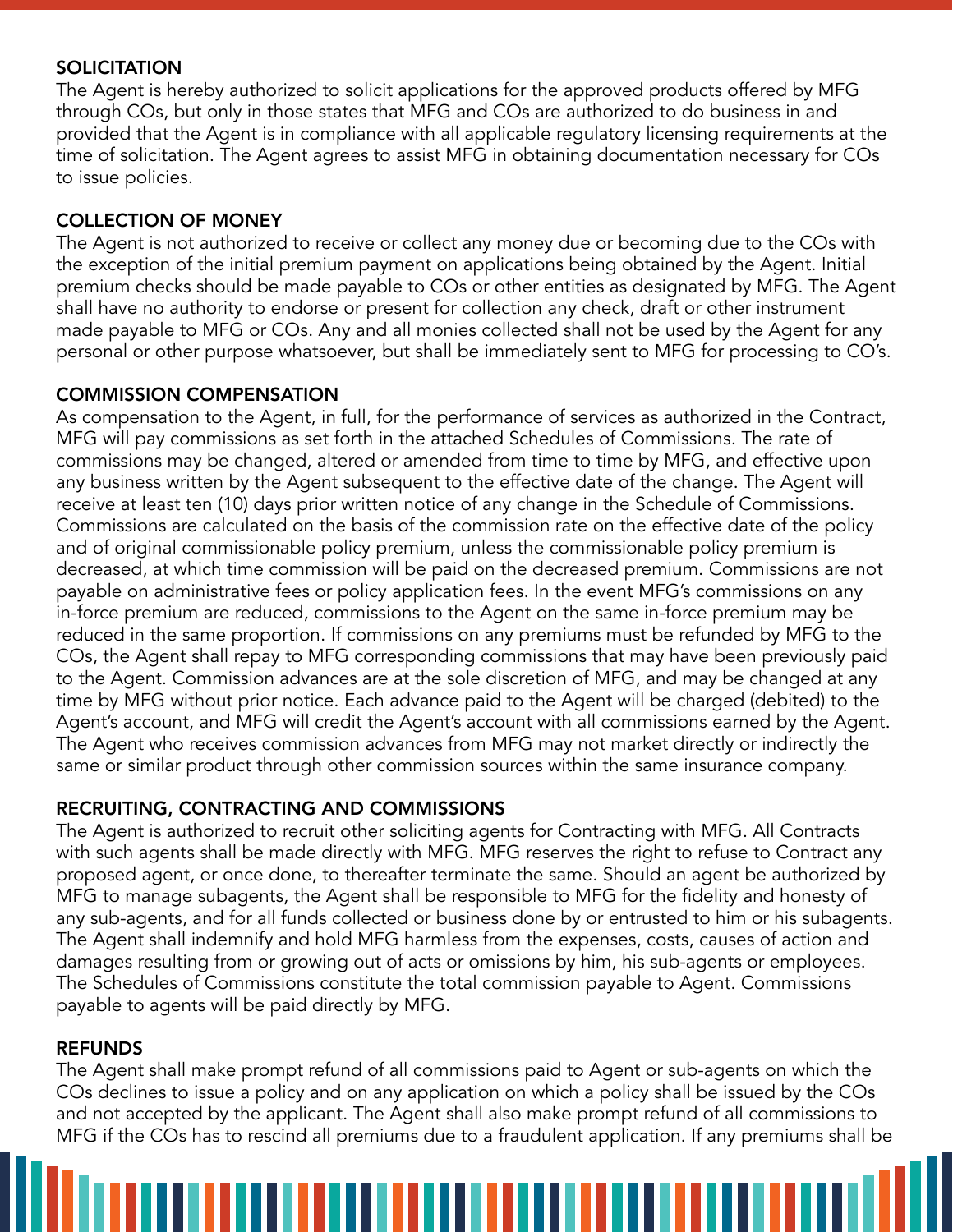## SOLICITATION

The Agent is hereby authorized to solicit applications for the approved products offered by MFG through COs, but only in those states that MFG and COs are authorized to do business in and provided that the Agent is in compliance with all applicable regulatory licensing requirements at the time of solicitation. The Agent agrees to assist MFG in obtaining documentation necessary for COs to issue policies.

## COLLECTION OF MONEY

The Agent is not authorized to receive or collect any money due or becoming due to the COs with the exception of the initial premium payment on applications being obtained by the Agent. Initial premium checks should be made payable to COs or other entities as designated by MFG. The Agent shall have no authority to endorse or present for collection any check, draft or other instrument made payable to MFG or COs. Any and all monies collected shall not be used by the Agent for any personal or other purpose whatsoever, but shall be immediately sent to MFG for processing to CO's.

## COMMISSION COMPENSATION

As compensation to the Agent, in full, for the performance of services as authorized in the Contract, MFG will pay commissions as set forth in the attached Schedules of Commissions. The rate of commissions may be changed, altered or amended from time to time by MFG, and effective upon any business written by the Agent subsequent to the effective date of the change. The Agent will receive at least ten (10) days prior written notice of any change in the Schedule of Commissions. Commissions are calculated on the basis of the commission rate on the effective date of the policy and of original commissionable policy premium, unless the commissionable policy premium is decreased, at which time commission will be paid on the decreased premium. Commissions are not payable on administrative fees or policy application fees. In the event MFG's commissions on any in-force premium are reduced, commissions to the Agent on the same in-force premium may be reduced in the same proportion. If commissions on any premiums must be refunded by MFG to the COs, the Agent shall repay to MFG corresponding commissions that may have been previously paid to the Agent. Commission advances are at the sole discretion of MFG, and may be changed at any time by MFG without prior notice. Each advance paid to the Agent will be charged (debited) to the Agent's account, and MFG will credit the Agent's account with all commissions earned by the Agent. The Agent who receives commission advances from MFG may not market directly or indirectly the same or similar product through other commission sources within the same insurance company.

## RECRUITING, CONTRACTING AND COMMISSIONS

The Agent is authorized to recruit other soliciting agents for Contracting with MFG. All Contracts with such agents shall be made directly with MFG. MFG reserves the right to refuse to Contract any proposed agent, or once done, to thereafter terminate the same. Should an agent be authorized by MFG to manage subagents, the Agent shall be responsible to MFG for the fidelity and honesty of any sub-agents, and for all funds collected or business done by or entrusted to him or his subagents. The Agent shall indemnify and hold MFG harmless from the expenses, costs, causes of action and damages resulting from or growing out of acts or omissions by him, his sub-agents or employees. The Schedules of Commissions constitute the total commission payable to Agent. Commissions payable to agents will be paid directly by MFG.

## REFUNDS

The Agent shall make prompt refund of all commissions paid to Agent or sub-agents on which the COs declines to issue a policy and on any application on which a policy shall be issued by the COs and not accepted by the applicant. The Agent shall also make prompt refund of all commissions to MFG if the COs has to rescind all premiums due to a fraudulent application. If any premiums shall be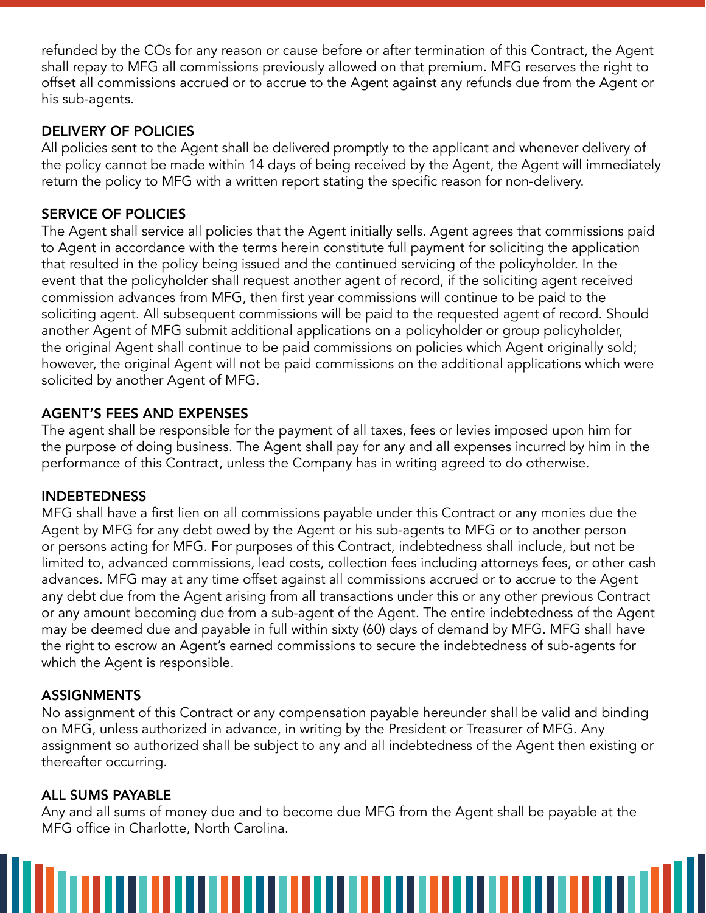refunded by the COs for any reason or cause before or after termination of this Contract, the Agent shall repay to MFG all commissions previously allowed on that premium. MFG reserves the right to offset all commissions accrued or to accrue to the Agent against any refunds due from the Agent or his sub-agents.

**DELIVERY OF POLICIES**

All policies sent to the Agent shall be delivered promptly to the applicant and whenever delivery of the policy cannot be made within 14 days of being received by the Agent, the Agent will immediately return the policy to MFG with a written report stating the specific reason for non-delivery.

**SERVICE OF POLICIES**

The Agent shall service all policies that the Agent initially sells. Agent agrees that commissions paid to Agent in accordance with the terms herein constitute full payment for soliciting the application that resulted in the policy being issued and the continued servicing of the policyholder. In the event that the policyholder shall request another agent of record, if the soliciting agent received commission advances from MFG, then first year commissions will continue to be paid to the soliciting agent. All subsequent commissions will be paid to the requested agent of record. Should another Agent of MFG submit additional applications on a policyholder or group policyholder, the original Agent shall continue to be paid commissions on policies which Agent originally sold; however, the original Agent will not be paid commissions on the additional applications which were solicited by another Agent of MFG.

**AGENT'S FEES AND EXPENSES**

The agent shall be responsible for the payment of all taxes, fees or levies imposed upon him for the purpose of doing business. The Agent shall pay for any and all expenses incurred by him in the performance of this Contract, unless the Company has in writing agreed to do otherwise.

**INDEBTEDNESS**

MFG shall have a first lien on all commissions payable under this Contract or any monies due the Agent by MFG for any debt owed by the Agent or his sub-agents to MFG or to another person or persons acting for MFG. For purposes of this Contract, indebtedness shall include, but not be limited to, advanced commissions, lead costs, collection fees including attorneys fees, or other cash advances. MFG may at any time offset against all commissions accrued or to accrue to the Agent any debt due from the Agent arising from all transactions under this or any other previous Contract or any amount becoming due from a sub-agent of the Agent. The entire indebtedness of the Agent may be deemed due and payable in full within sixty (60) days of demand by MFG. MFG shall have the right to escrow an Agent's earned commissions to secure the indebtedness of sub-agents for which the Agent is responsible.

**ASSIGNMENTS**

No assignment of this Contract or any compensation payable hereunder shall be valid and binding on MFG, unless authorized in advance, in writing by the President or Treasurer of MFG. Any assignment so authorized shall be subject to any and all indebtedness of the Agent then existing or thereafter occurring.

**ALL SUMS PAYABLE**

Any and all sums of money due and to become due MFG from the Agent shall be payable at the MFG office in Charlotte, North Carolina.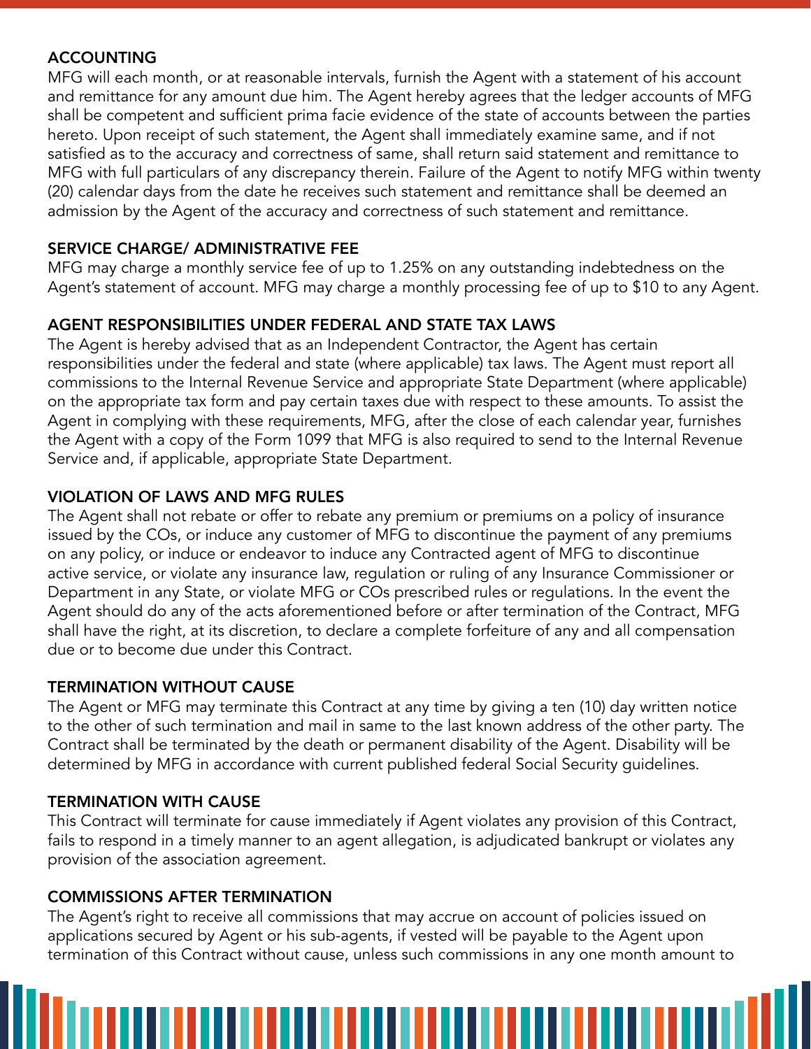## ACCOUNTING

MFG will each month, or at reasonable intervals, furnish the Agent with a statement of his account and remittance for any amount due him. The Agent hereby agrees that the ledger accounts of MFG shall be competent and sufficient prima facie evidence of the state of accounts between the parties hereto. Upon receipt of such statement, the Agent shall immediately examine same, and if not satisfied as to the accuracy and correctness of same, shall return said statement and remittance to MFG with full particulars of any discrepancy therein. Failure of the Agent to notify MFG within twenty (20) calendar days from the date he receives such statement and remittance shall be deemed an admission by the Agent of the accuracy and correctness of such statement and remittance.

## SERVICE CHARGE/ ADMINISTRATIVE FEE

MFG may charge a monthly service fee of up to 1.25% on any outstanding indebtedness on the Agent's statement of account. MFG may charge a monthly processing fee of up to $10 to any Agent.

## AGENT RESPONSIBILITIES UNDER FEDERAL AND STATE TAX LAWS

The Agent is hereby advised that as an Independent Contractor, the Agent has certain responsibilities under the federal and state (where applicable) tax laws. The Agent must report all commissions to the Internal Revenue Service and appropriate State Department (where applicable) on the appropriate tax form and pay certain taxes due with respect to these amounts. To assist the Agent in complying with these requirements, MFG, after the close of each calendar year, furnishes the Agent with a copy of the Form 1099 that MFG is also required to send to the Internal Revenue Service and, if applicable, appropriate State Department.

## VIOLATION OF LAWS AND MFG RULES

The Agent shall not rebate or offer to rebate any premium or premiums on a policy of insurance issued by the COs, or induce any customer of MFG to discontinue the payment of any premiums on any policy, or induce or endeavor to induce any Contracted agent of MFG to discontinue active service, or violate any insurance law, regulation or ruling of any Insurance Commissioner or Department in any State, or violate MFG or COs prescribed rules or regulations. In the event the Agent should do any of the acts aforementioned before or after termination of the Contract, MFG shall have the right, at its discretion, to declare a complete forfeiture of any and all compensation due or to become due under this Contract.

## TERMINATION WITHOUT CAUSE

The Agent or MFG may terminate this Contract at any time by giving a ten (10) day written notice to the other of such termination and mail in same to the last known address of the other party. The Contract shall be terminated by the death or permanent disability of the Agent. Disability will be determined by MFG in accordance with current published federal Social Security guidelines.

## TERMINATION WITH CAUSE

This Contract will terminate for cause immediately if Agent violates any provision of this Contract, fails to respond in a timely manner to an agent allegation, is adjudicated bankrupt or violates any provision of the association agreement.

## COMMISSIONS AFTER TERMINATION

The Agent's right to receive all commissions that may accrue on account of policies issued on applications secured by Agent or his sub-agents, if vested will be payable to the Agent upon termination of this Contract without cause, unless such commissions in any one month amount to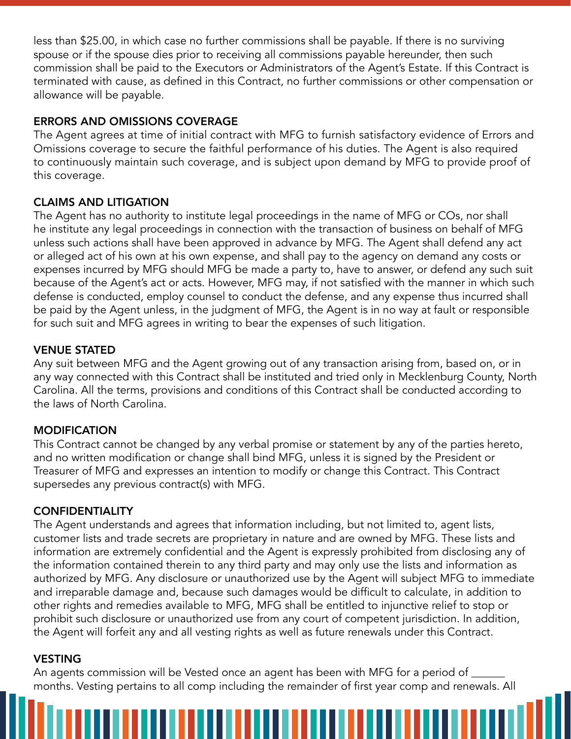less than $25.00, in which case no further commissions shall be payable. If there is no surviving spouse or if the spouse dies prior to receiving all commissions payable hereunder, then such commission shall be paid to the Executors or Administrators of the Agent's Estate. If this Contract is terminated with cause, as defined in this Contract, no further commissions or other compensation or allowance will be payable.

## ERRORS AND OMISSIONS COVERAGE

The Agent agrees at time of initial contract with MFG to furnish satisfactory evidence of Errors and Omissions coverage to secure the faithful performance of his duties. The Agent is also required to continuously maintain such coverage, and is subject upon demand by MFG to provide proof of this coverage.

## CLAIMS AND LITIGATION

The Agent has no authority to institute legal proceedings in the name of MFG or COs, nor shall he institute any legal proceedings in connection with the transaction of business on behalf of MFG unless such actions shall have been approved in advance by MFG. The Agent shall defend any act or alleged act of his own at his own expense, and shall pay to the agency on demand any costs or expenses incurred by MFG should MFG be made a party to, have to answer, or defend any such suit because of the Agent's act or acts. However, MFG may, if not satisfied with the manner in which such defense is conducted, employ counsel to conduct the defense, and any expense thus incurred shall be paid by the Agent unless, in the judgment of MFG, the Agent is in no way at fault or responsible for such suit and MFG agrees in writing to bear the expenses of such litigation.

## VENUE STATED

Any suit between MFG and the Agent growing out of any transaction arising from, based on, or in any way connected with this Contract shall be instituted and tried only in Mecklenburg County, North Carolina. All the terms, provisions and conditions of this Contract shall be conducted according to the laws of North Carolina.

## MODIFICATION

This Contract cannot be changed by any verbal promise or statement by any of the parties hereto, and no written modification or change shall bind MFG, unless it is signed by the President or Treasurer of MFG and expresses an intention to modify or change this Contract. This Contract supersedes any previous contract(s) with MFG.

## CONFIDENTIALITY

The Agent understands and agrees that information including, but not limited to, agent lists, customer lists and trade secrets are proprietary in nature and are owned by MFG. These lists and information are extremely confidential and the Agent is expressly prohibited from disclosing any of the information contained therein to any third party and may only use the lists and information as authorized by MFG. Any disclosure or unauthorized use by the Agent will subject MFG to immediate and irreparable damage and, because such damages would be difficult to calculate, in addition to other rights and remedies available to MFG, MFG shall be entitled to injunctive relief to stop or prohibit such disclosure or unauthorized use from any court of competent jurisdiction. In addition, the Agent will forfeit any and all vesting rights as well as future renewals under this Contract.

## VESTING

An agents commission will be Vested once an agent has been with MFG for a period of ______ months. Vesting pertains to all comp including the remainder of first year comp and renewals. All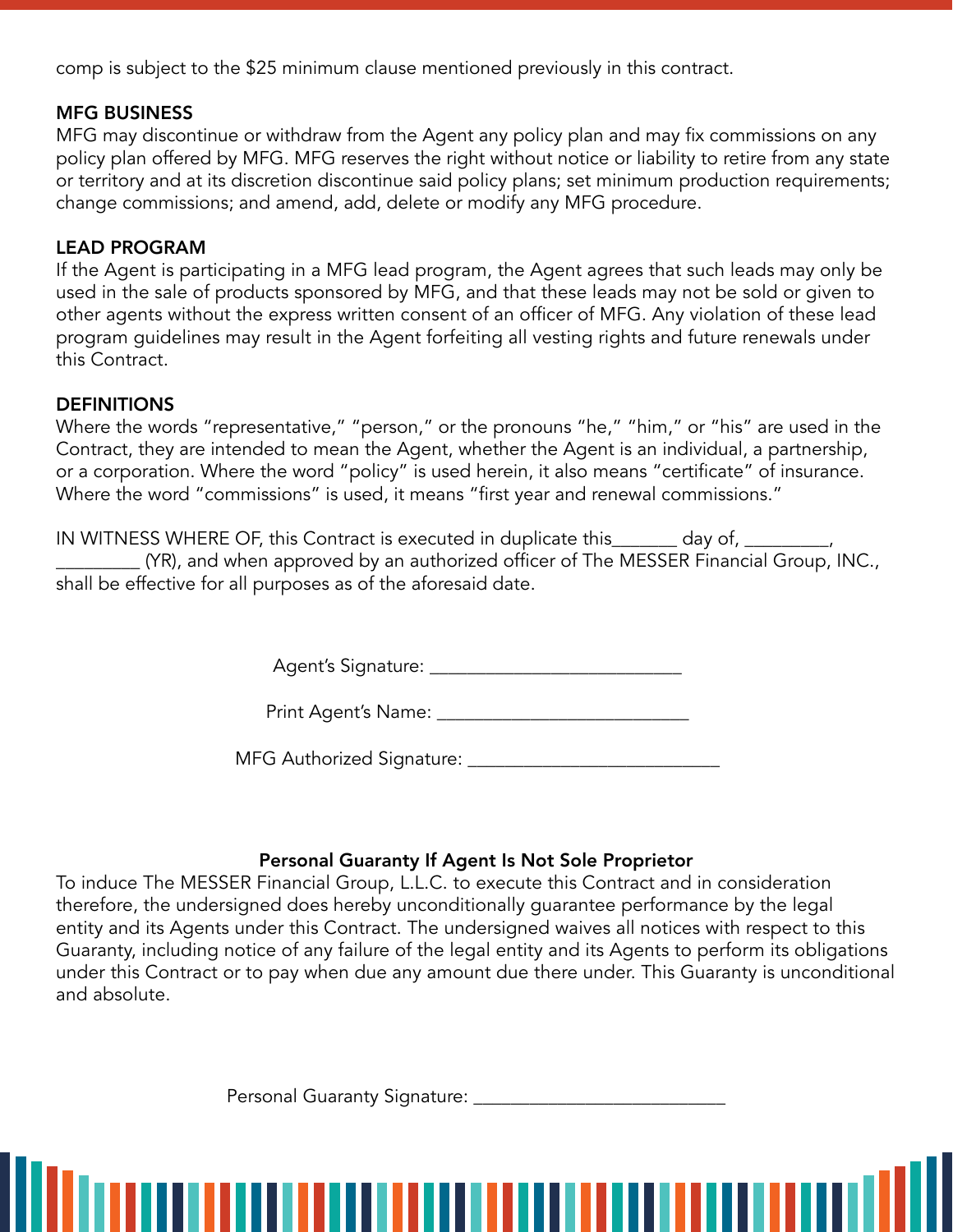comp is subject to the $25 minimum clause mentioned previously in this contract.

**MFG BUSINESS**
MFG may discontinue or withdraw from the Agent any policy plan and may fix commissions on any policy plan offered by MFG. MFG reserves the right without notice or liability to retire from any state or territory and at its discretion discontinue said policy plans; set minimum production requirements; change commissions; and amend, add, delete or modify any MFG procedure.

**LEAD PROGRAM**
If the Agent is participating in a MFG lead program, the Agent agrees that such leads may only be used in the sale of products sponsored by MFG, and that these leads may not be sold or given to other agents without the express written consent of an officer of MFG. Any violation of these lead program guidelines may result in the Agent forfeiting all vesting rights and future renewals under this Contract.

**DEFINITIONS**
Where the words "representative," "person," or the pronouns "he," "him," or "his" are used in the Contract, they are intended to mean the Agent, whether the Agent is an individual, a partnership, or a corporation. Where the word "policy" is used herein, it also means "certificate" of insurance. Where the word "commissions" is used, it means "first year and renewal commissions."

IN WITNESS WHERE OF, this Contract is executed in duplicate this_______ day of, _________, _________ (YR), and when approved by an authorized officer of The MESSER Financial Group, INC., shall be effective for all purposes as of the aforesaid date.

Agent's Signature: ___________________________

Print Agent's Name: ___________________________

MFG Authorized Signature: ___________________________

**Personal Guaranty If Agent Is Not Sole Proprietor**

To induce The MESSER Financial Group, L.L.C. to execute this Contract and in consideration therefore, the undersigned does hereby unconditionally guarantee performance by the legal entity and its Agents under this Contract. The undersigned waives all notices with respect to this Guaranty, including notice of any failure of the legal entity and its Agents to perform its obligations under this Contract or to pay when due any amount due there under. This Guaranty is unconditional and absolute.

Personal Guaranty Signature: ___________________________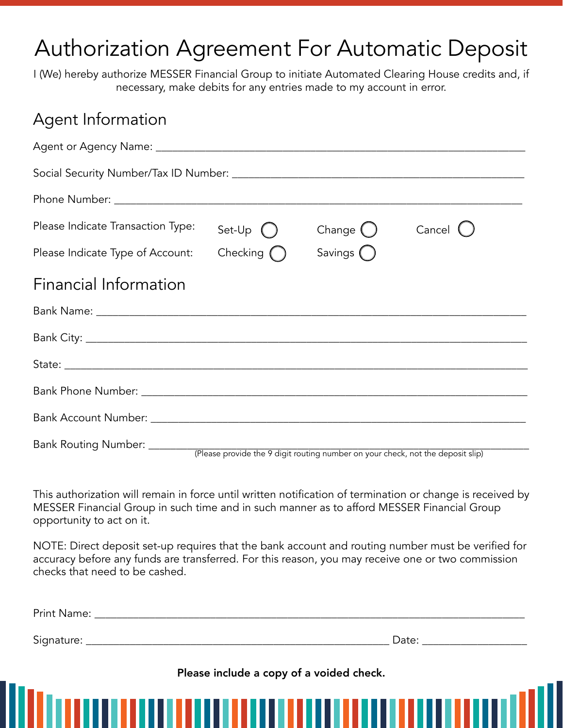# Authorization Agreement For Automatic Deposit

I (We) hereby authorize MESSER Financial Group to initiate Automated Clearing House credits and, if necessary, make debits for any entries made to my account in error.

## Agent Information

Agent or Agency Name: ____________________________________________

Social Security Number/Tax ID Number: ____________________________________________

Phone Number: ____________________________________________

Please Indicate Transaction Type: Set-Up ◯ Change ◯ Cancel ◯

Please Indicate Type of Account: Checking ◯ Savings ◯

## Financial Information

Bank Name: ____________________________________________

Bank City: ____________________________________________

State: ____________________________________________

Bank Phone Number: ____________________________________________

Bank Account Number: ____________________________________________

Bank Routing Number: ____________________________________________
(Please provide the 9 digit routing number on your check, not the deposit slip)

This authorization will remain in force until written notification of termination or change is received by MESSER Financial Group in such time and in such manner as to afford MESSER Financial Group opportunity to act on it.

NOTE: Direct deposit set-up requires that the bank account and routing number must be verified for accuracy before any funds are transferred. For this reason, you may receive one or two commission checks that need to be cashed.

Print Name: ____________________________________________

Signature: ______________________________ Date: ______________

**Please include a copy of a voided check.**